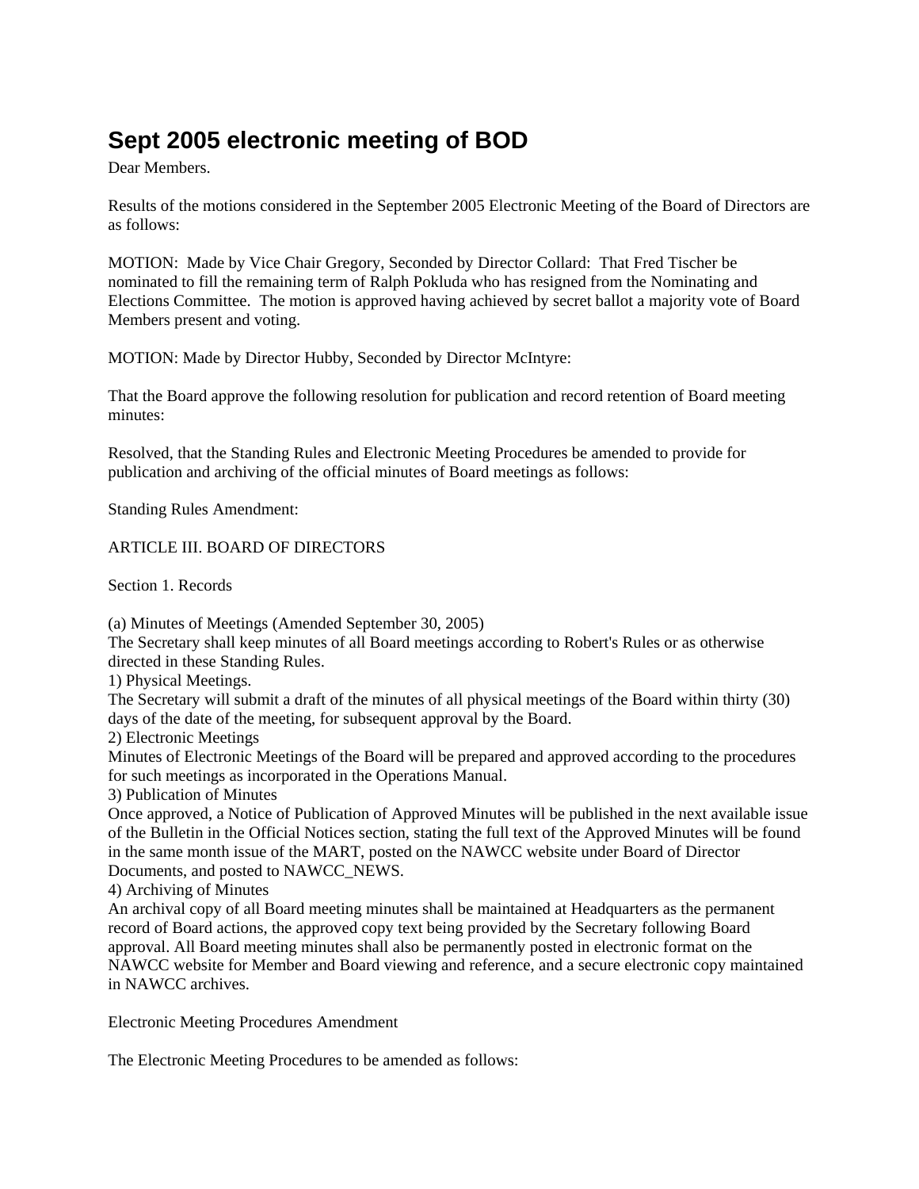# Sept 2005 electronic meeting of BOD

Dear Members.

Results of the motions considered in the September 2005 Electronic Meeting of the Board of Directors are as follows:

MOTION: Made by Vice Chair Gregory, Seconded by Director Collard: That Fred Tischer be nominated to fill the remaining term of Ralph Pokluda who has resigned from the Nominating and Elections Committee. The motion is approved having achieved by secret ballot a majority vote of Board Members present and voting.

MOTION: Made by Director Hubby, Seconded by Director McIntyre:

That the Board approve the following resolution for publication and record retention of Board meeting minutes:

Resolved, that the Standing Rules and Electronic Meeting Procedures be amended to provide for publication and archiving of the official minutes of Board meetings as follows:

Standing Rules Amendment:

ARTICLE III. BOARD OF DIRECTORS

Section 1. Records

(a) Minutes of Meetings (Amended September 30, 2005)
The Secretary shall keep minutes of all Board meetings according to Robert's Rules or as otherwise directed in these Standing Rules.
1) Physical Meetings.
The Secretary will submit a draft of the minutes of all physical meetings of the Board within thirty (30) days of the date of the meeting, for subsequent approval by the Board.
2) Electronic Meetings
Minutes of Electronic Meetings of the Board will be prepared and approved according to the procedures for such meetings as incorporated in the Operations Manual.
3) Publication of Minutes
Once approved, a Notice of Publication of Approved Minutes will be published in the next available issue of the Bulletin in the Official Notices section, stating the full text of the Approved Minutes will be found in the same month issue of the MART, posted on the NAWCC website under Board of Director Documents, and posted to NAWCC_NEWS.
4) Archiving of Minutes
An archival copy of all Board meeting minutes shall be maintained at Headquarters as the permanent record of Board actions, the approved copy text being provided by the Secretary following Board approval. All Board meeting minutes shall also be permanently posted in electronic format on the NAWCC website for Member and Board viewing and reference, and a secure electronic copy maintained in NAWCC archives.

Electronic Meeting Procedures Amendment

The Electronic Meeting Procedures to be amended as follows: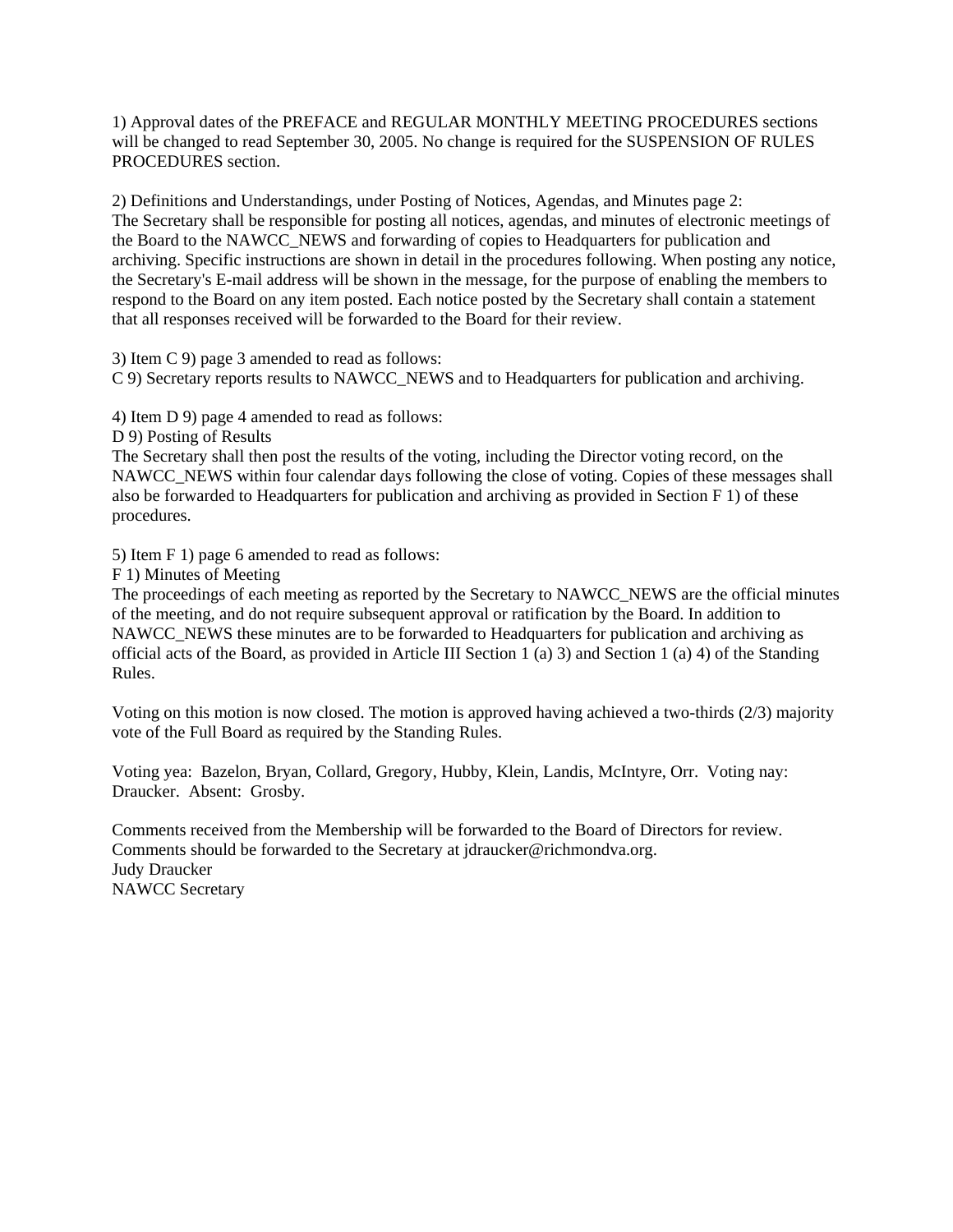1) Approval dates of the PREFACE and REGULAR MONTHLY MEETING PROCEDURES sections will be changed to read September 30, 2005. No change is required for the SUSPENSION OF RULES PROCEDURES section.

2) Definitions and Understandings, under Posting of Notices, Agendas, and Minutes page 2:
The Secretary shall be responsible for posting all notices, agendas, and minutes of electronic meetings of the Board to the NAWCC_NEWS and forwarding of copies to Headquarters for publication and archiving. Specific instructions are shown in detail in the procedures following. When posting any notice, the Secretary's E-mail address will be shown in the message, for the purpose of enabling the members to respond to the Board on any item posted. Each notice posted by the Secretary shall contain a statement that all responses received will be forwarded to the Board for their review.

3) Item C 9) page 3 amended to read as follows:
C 9) Secretary reports results to NAWCC_NEWS and to Headquarters for publication and archiving.

4) Item D 9) page 4 amended to read as follows:
D 9) Posting of Results
The Secretary shall then post the results of the voting, including the Director voting record, on the NAWCC_NEWS within four calendar days following the close of voting. Copies of these messages shall also be forwarded to Headquarters for publication and archiving as provided in Section F 1) of these procedures.

5) Item F 1) page 6 amended to read as follows:
F 1) Minutes of Meeting
The proceedings of each meeting as reported by the Secretary to NAWCC_NEWS are the official minutes of the meeting, and do not require subsequent approval or ratification by the Board. In addition to NAWCC_NEWS these minutes are to be forwarded to Headquarters for publication and archiving as official acts of the Board, as provided in Article III Section 1 (a) 3) and Section 1 (a) 4) of the Standing Rules.

Voting on this motion is now closed. The motion is approved having achieved a two-thirds (2/3) majority vote of the Full Board as required by the Standing Rules.

Voting yea: Bazelon, Bryan, Collard, Gregory, Hubby, Klein, Landis, McIntyre, Orr. Voting nay: Draucker. Absent: Grosby.

Comments received from the Membership will be forwarded to the Board of Directors for review.
Comments should be forwarded to the Secretary at jdraucker@richmondva.org.
Judy Draucker
NAWCC Secretary